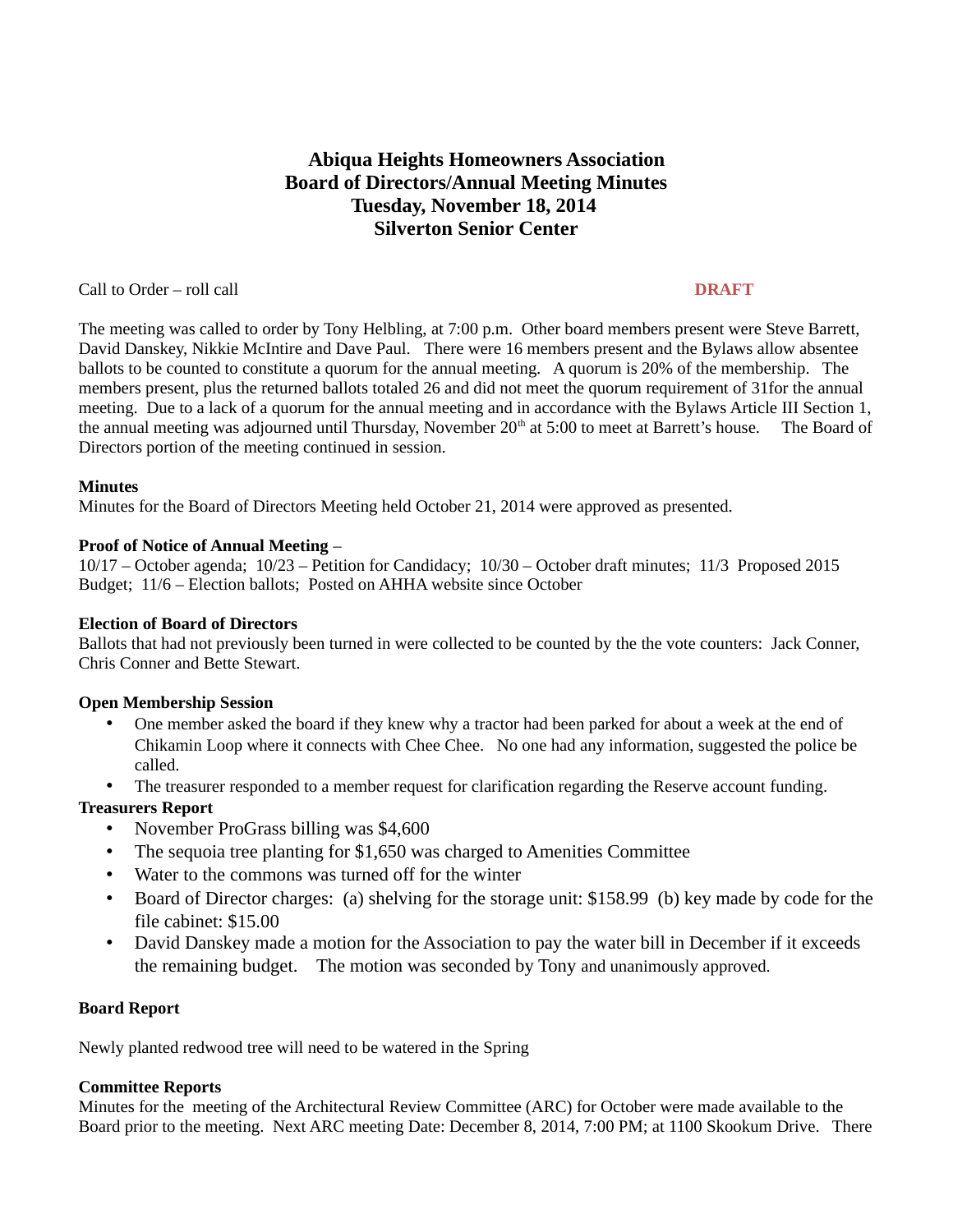# Abiqua Heights Homeowners Association
# Board of Directors/Annual Meeting Minutes
# Tuesday, November 18, 2014
# Silverton Senior Center

Call to Order – roll call **DRAFT**

The meeting was called to order by Tony Helbling, at 7:00 p.m. Other board members present were Steve Barrett, David Danskey, Nikkie McIntire and Dave Paul. There were 16 members present and the Bylaws allow absentee ballots to be counted to constitute a quorum for the annual meeting. A quorum is 20% of the membership. The members present, plus the returned ballots totaled 26 and did not meet the quorum requirement of 31for the annual meeting. Due to a lack of a quorum for the annual meeting and in accordance with the Bylaws Article III Section 1, the annual meeting was adjourned until Thursday, November 20th at 5:00 to meet at Barrett's house. The Board of Directors portion of the meeting continued in session.

**Minutes**
Minutes for the Board of Directors Meeting held October 21, 2014 were approved as presented.

**Proof of Notice of Annual Meeting** –
10/17 – October agenda; 10/23 – Petition for Candidacy; 10/30 – October draft minutes; 11/3 Proposed 2015 Budget; 11/6 – Election ballots; Posted on AHHA website since October

**Election of Board of Directors**
Ballots that had not previously been turned in were collected to be counted by the the vote counters: Jack Conner, Chris Conner and Bette Stewart.

**Open Membership Session**

- One member asked the board if they knew why a tractor had been parked for about a week at the end of Chikamin Loop where it connects with Chee Chee. No one had any information, suggested the police be called.
- The treasurer responded to a member request for clarification regarding the Reserve account funding.

**Treasurers Report**

- November ProGrass billing was $4,600
- The sequoia tree planting for $1,650 was charged to Amenities Committee
- Water to the commons was turned off for the winter
- Board of Director charges: (a) shelving for the storage unit: $158.99 (b) key made by code for the file cabinet: $15.00
- David Danskey made a motion for the Association to pay the water bill in December if it exceeds the remaining budget. The motion was seconded by Tony and unanimously approved.

**Board Report**

Newly planted redwood tree will need to be watered in the Spring

**Committee Reports**
Minutes for the meeting of the Architectural Review Committee (ARC) for October were made available to the Board prior to the meeting. Next ARC meeting Date: December 8, 2014, 7:00 PM; at 1100 Skookum Drive. There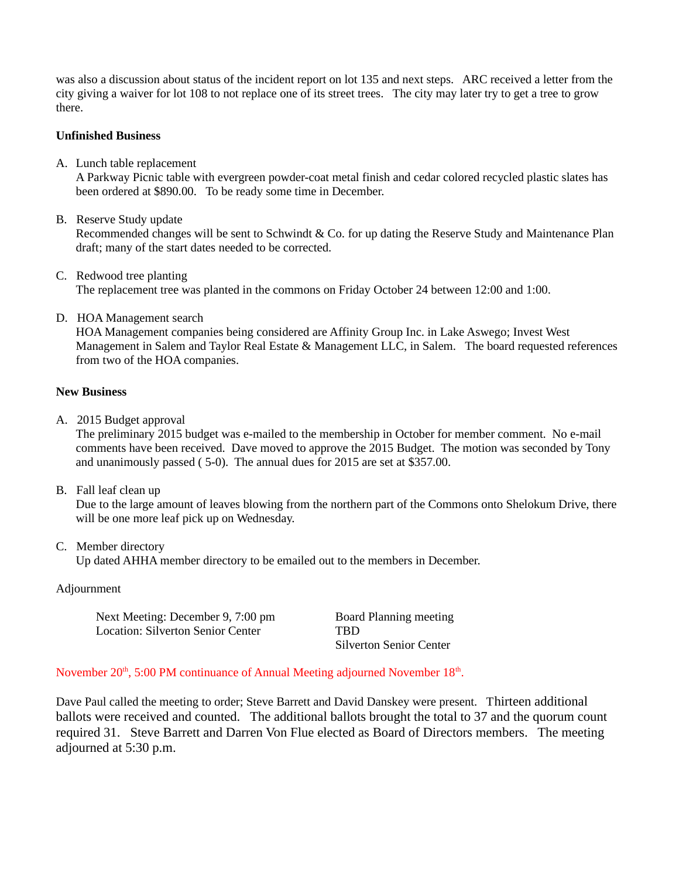was also a discussion about status of the incident report on lot 135 and next steps. ARC received a letter from the city giving a waiver for lot 108 to not replace one of its street trees. The city may later try to get a tree to grow there.

**Unfinished Business**

A. Lunch table replacement
   A Parkway Picnic table with evergreen powder-coat metal finish and cedar colored recycled plastic slates has been ordered at $890.00. To be ready some time in December.

B. Reserve Study update
   Recommended changes will be sent to Schwindt & Co. for up dating the Reserve Study and Maintenance Plan draft; many of the start dates needed to be corrected.

C. Redwood tree planting
   The replacement tree was planted in the commons on Friday October 24 between 12:00 and 1:00.

D. HOA Management search
   HOA Management companies being considered are Affinity Group Inc. in Lake Aswego; Invest West Management in Salem and Taylor Real Estate & Management LLC, in Salem. The board requested references from two of the HOA companies.

**New Business**

A. 2015 Budget approval
   The preliminary 2015 budget was e-mailed to the membership in October for member comment. No e-mail comments have been received. Dave moved to approve the 2015 Budget. The motion was seconded by Tony and unanimously passed ( 5-0). The annual dues for 2015 are set at $357.00.

B. Fall leaf clean up
   Due to the large amount of leaves blowing from the northern part of the Commons onto Shelokum Drive, there will be one more leaf pick up on Wednesday.

C. Member directory
   Up dated AHHA member directory to be emailed out to the members in December.

Adjournment

| | |
|---|---|
| Next Meeting: December 9, 7:00 pm | Board Planning meeting |
| Location: Silverton Senior Center | TBD |
| | Silverton Senior Center |

November 20th, 5:00 PM continuance of Annual Meeting adjourned November 18th.

Dave Paul called the meeting to order; Steve Barrett and David Danskey were present. Thirteen additional ballots were received and counted. The additional ballots brought the total to 37 and the quorum count required 31. Steve Barrett and Darren Von Flue elected as Board of Directors members. The meeting adjourned at 5:30 p.m.